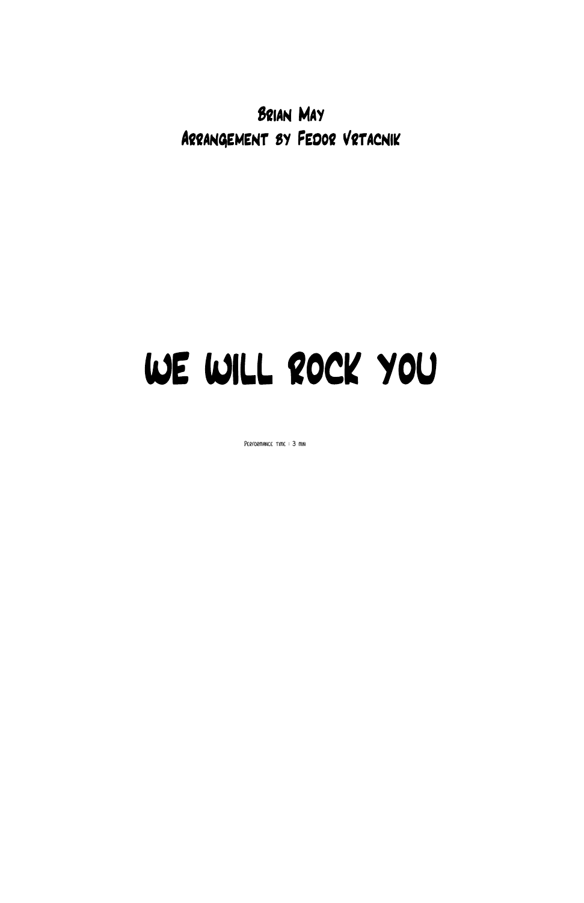Brian May

Arrangement by Fedor Vrtacnik

# We Will Rock You

Performance time : 3 min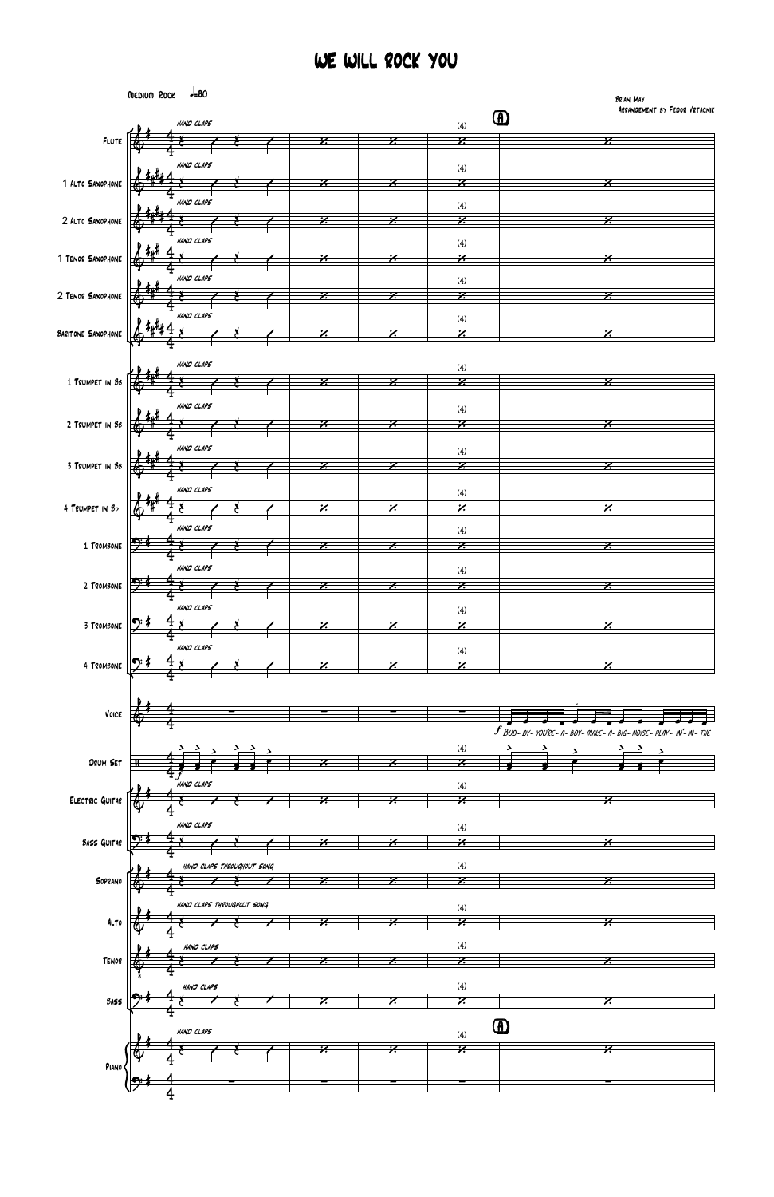# We Will Rock You

Medium Rock ♩=80

Brian May
Arrangement by Fedor Vrtacnik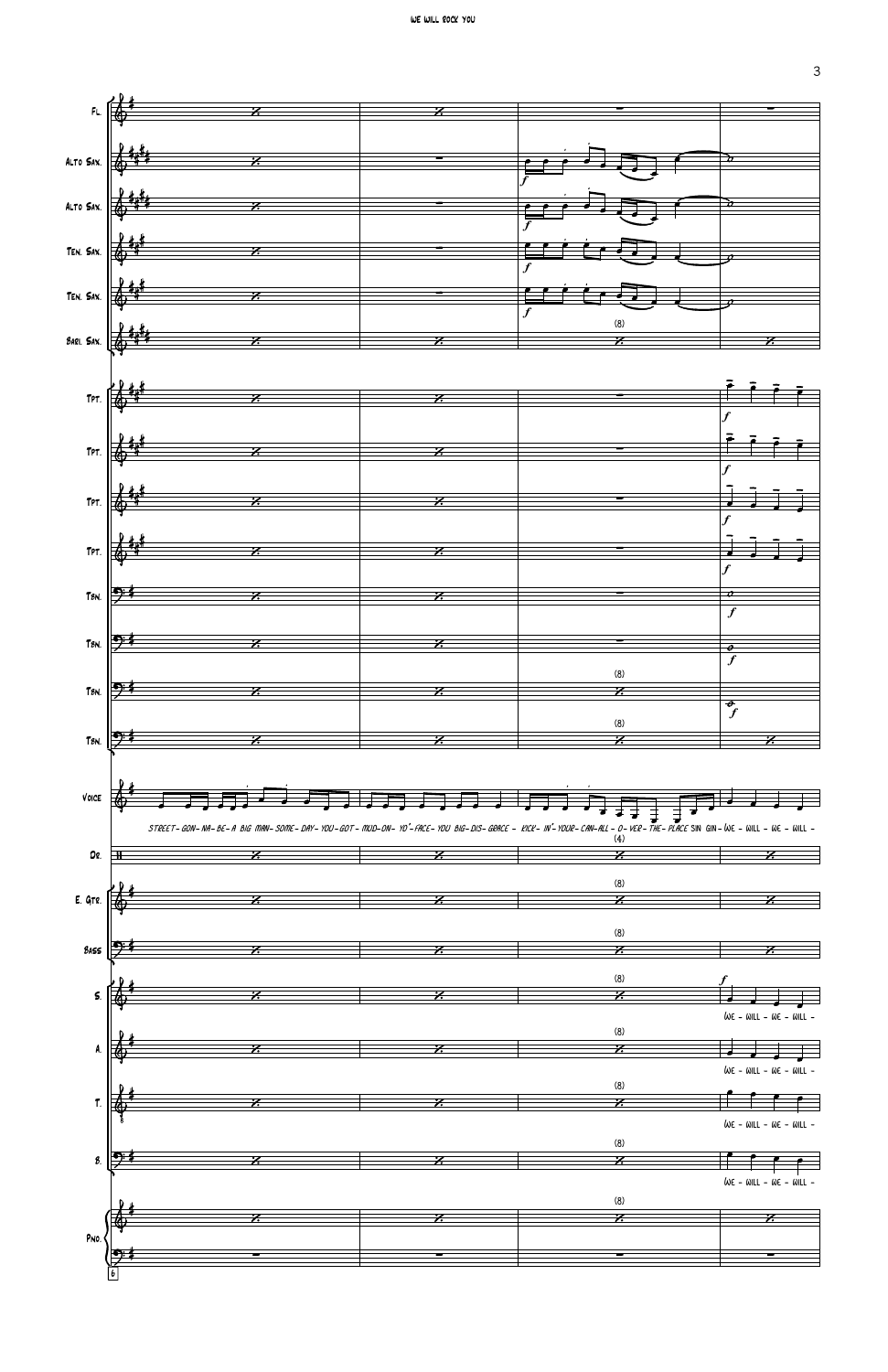STREET- GON- NA- BE- A BIG MAN- SOME- DAY- YOU- GOT- MUD-ON- YO'-FACE- YOU BIG-DIS- GRACE - KICK- IN'-YOUR- CAN-ALL - O- VER- THE- PLACE SIN GIN- WE - WILL - WE - WILL -

WE - WILL - WE - WILL -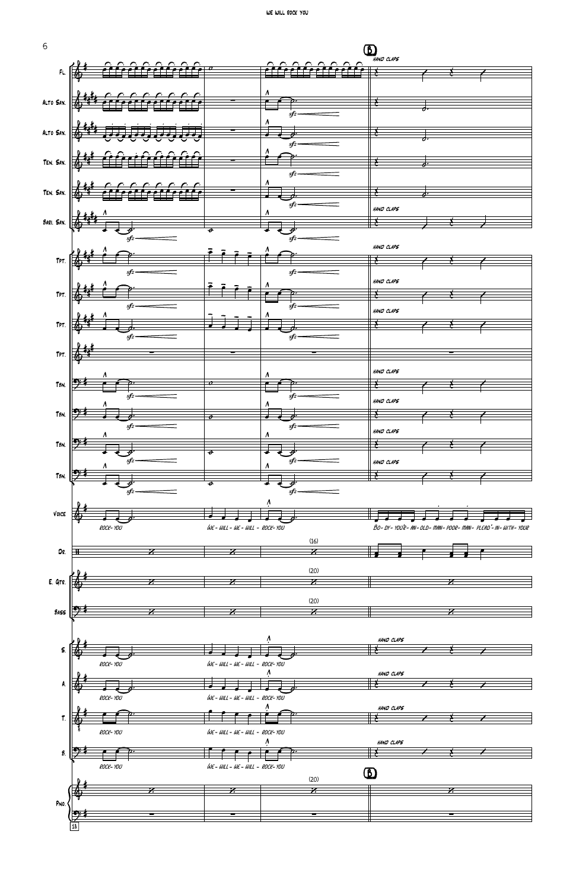B

HAND CLAPS

Fl.

Alto Sax.

Alto Sax.

Ten. Sax.

Ten. Sax.

Bari. Sax.

Tpt.

Tpt.

Tpt.

Tpt.

Tbn.

Tbn.

Tbn.

Tbn.

Voice

ROCK- YOU

WE - WILL - WE - WILL - ROCK- YOU

BO- DY- YOU'R- AN- OLD- MAN- POOR- MAN- PLEAD'- IN- WITH- YOUR

Dr.

(16)

E. Gtr.

(20)

Bass

(20)

S.

A.

T.

B.

Pno.

(20)

18